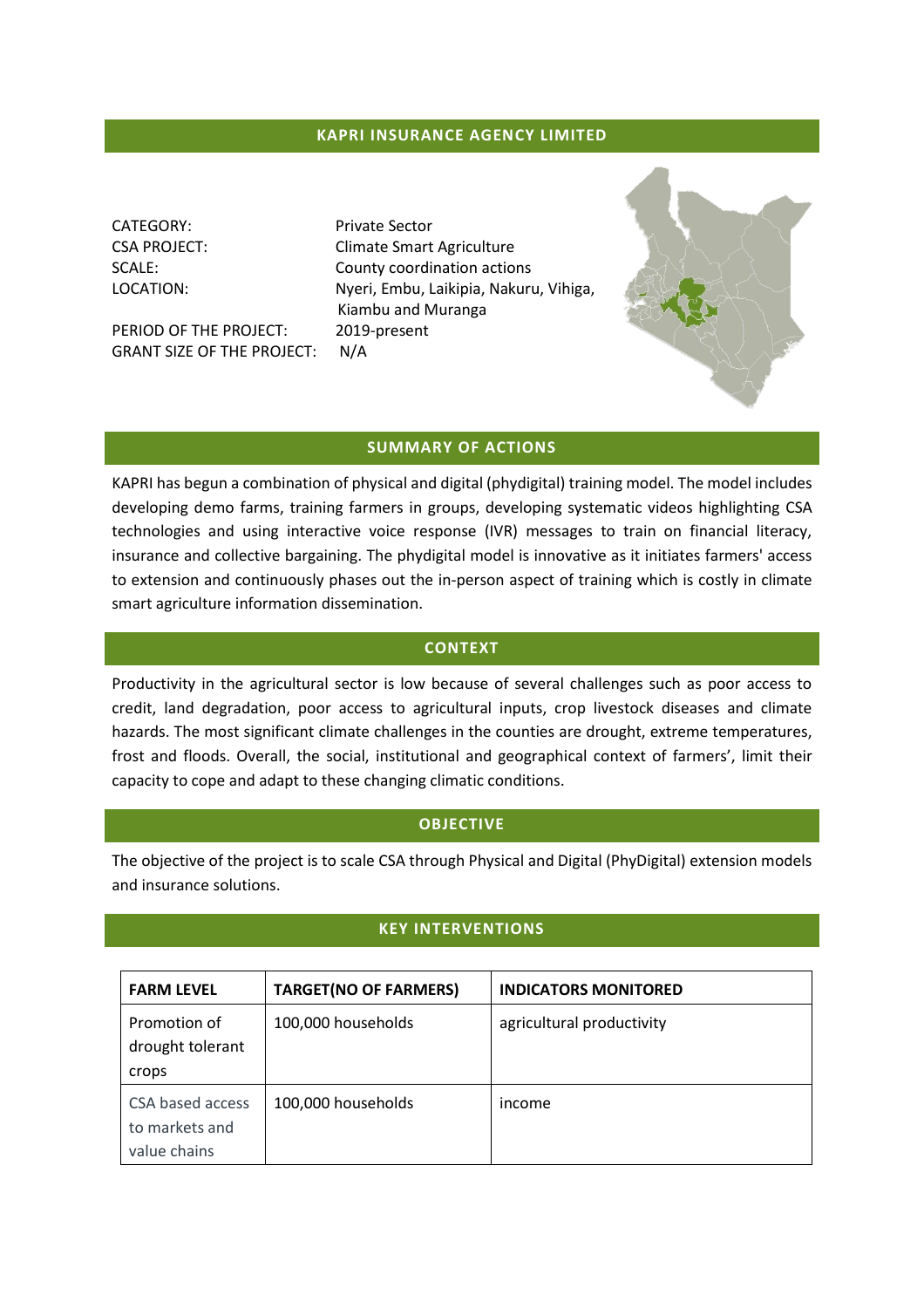# KAPRI INSURANCE AGENCY LIMITED

CATEGORY: Private Sector
CSA PROJECT: Climate Smart Agriculture
SCALE: County coordination actions
LOCATION: Nyeri, Embu, Laikipia, Nakuru, Vihiga, Kiambu and Muranga
PERIOD OF THE PROJECT: 2019-present
GRANT SIZE OF THE PROJECT: N/A

## SUMMARY OF ACTIONS

KAPRI has begun a combination of physical and digital (phydigital) training model. The model includes developing demo farms, training farmers in groups, developing systematic videos highlighting CSA technologies and using interactive voice response (IVR) messages to train on financial literacy, insurance and collective bargaining. The phydigital model is innovative as it initiates farmers' access to extension and continuously phases out the in-person aspect of training which is costly in climate smart agriculture information dissemination.

## CONTEXT

Productivity in the agricultural sector is low because of several challenges such as poor access to credit, land degradation, poor access to agricultural inputs, crop livestock diseases and climate hazards. The most significant climate challenges in the counties are drought, extreme temperatures, frost and floods. Overall, the social, institutional and geographical context of farmers', limit their capacity to cope and adapt to these changing climatic conditions.

## OBJECTIVE

The objective of the project is to scale CSA through Physical and Digital (PhyDigital) extension models and insurance solutions.

## KEY INTERVENTIONS

| FARM LEVEL | TARGET(NO OF FARMERS) | INDICATORS MONITORED |
|---|---|---|
| Promotion of drought tolerant crops | 100,000 households | agricultural productivity |
| CSA based access to markets and value chains | 100,000 households | income |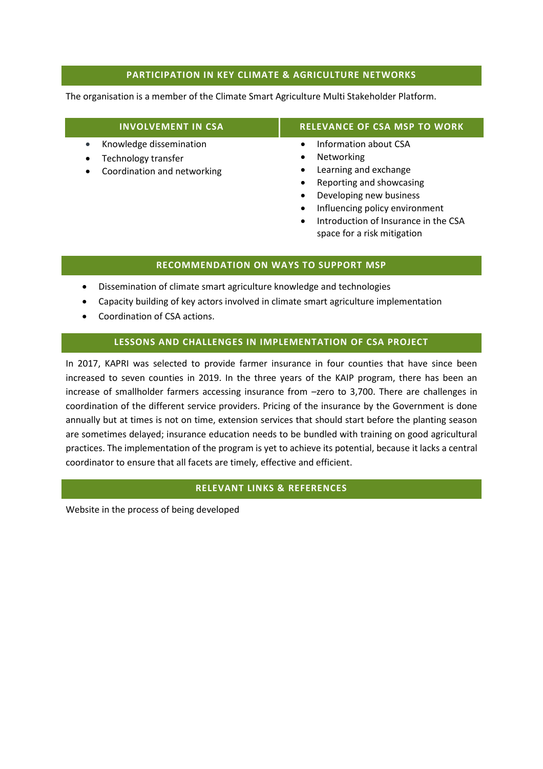## PARTICIPATION IN KEY CLIMATE & AGRICULTURE NETWORKS

The organisation is a member of the Climate Smart Agriculture Multi Stakeholder Platform.

### INVOLVEMENT IN CSA

- Knowledge dissemination
- Technology transfer
- Coordination and networking

### RELEVANCE OF CSA MSP TO WORK

- Information about CSA
- Networking
- Learning and exchange
- Reporting and showcasing
- Developing new business
- Influencing policy environment
- Introduction of Insurance in the CSA space for a risk mitigation

## RECOMMENDATION ON WAYS TO SUPPORT MSP

- Dissemination of climate smart agriculture knowledge and technologies
- Capacity building of key actors involved in climate smart agriculture implementation
- Coordination of CSA actions.

## LESSONS AND CHALLENGES IN IMPLEMENTATION OF CSA PROJECT

In 2017, KAPRI was selected to provide farmer insurance in four counties that have since been increased to seven counties in 2019. In the three years of the KAIP program, there has been an increase of smallholder farmers accessing insurance from –zero to 3,700. There are challenges in coordination of the different service providers. Pricing of the insurance by the Government is done annually but at times is not on time, extension services that should start before the planting season are sometimes delayed; insurance education needs to be bundled with training on good agricultural practices. The implementation of the program is yet to achieve its potential, because it lacks a central coordinator to ensure that all facets are timely, effective and efficient.

## RELEVANT LINKS & REFERENCES

Website in the process of being developed